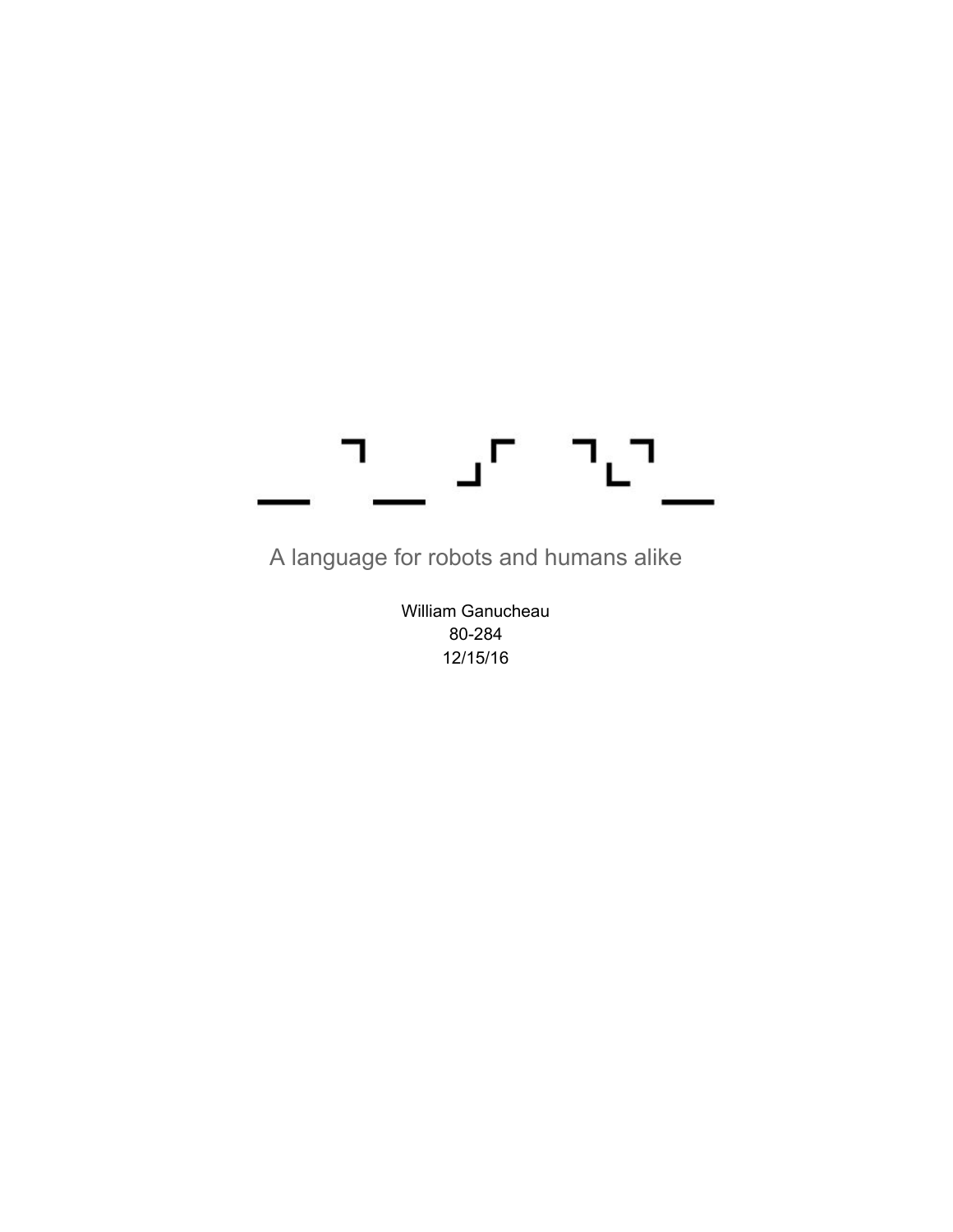# A language for robots and humans alike

William Ganucheau

80-284

12/15/16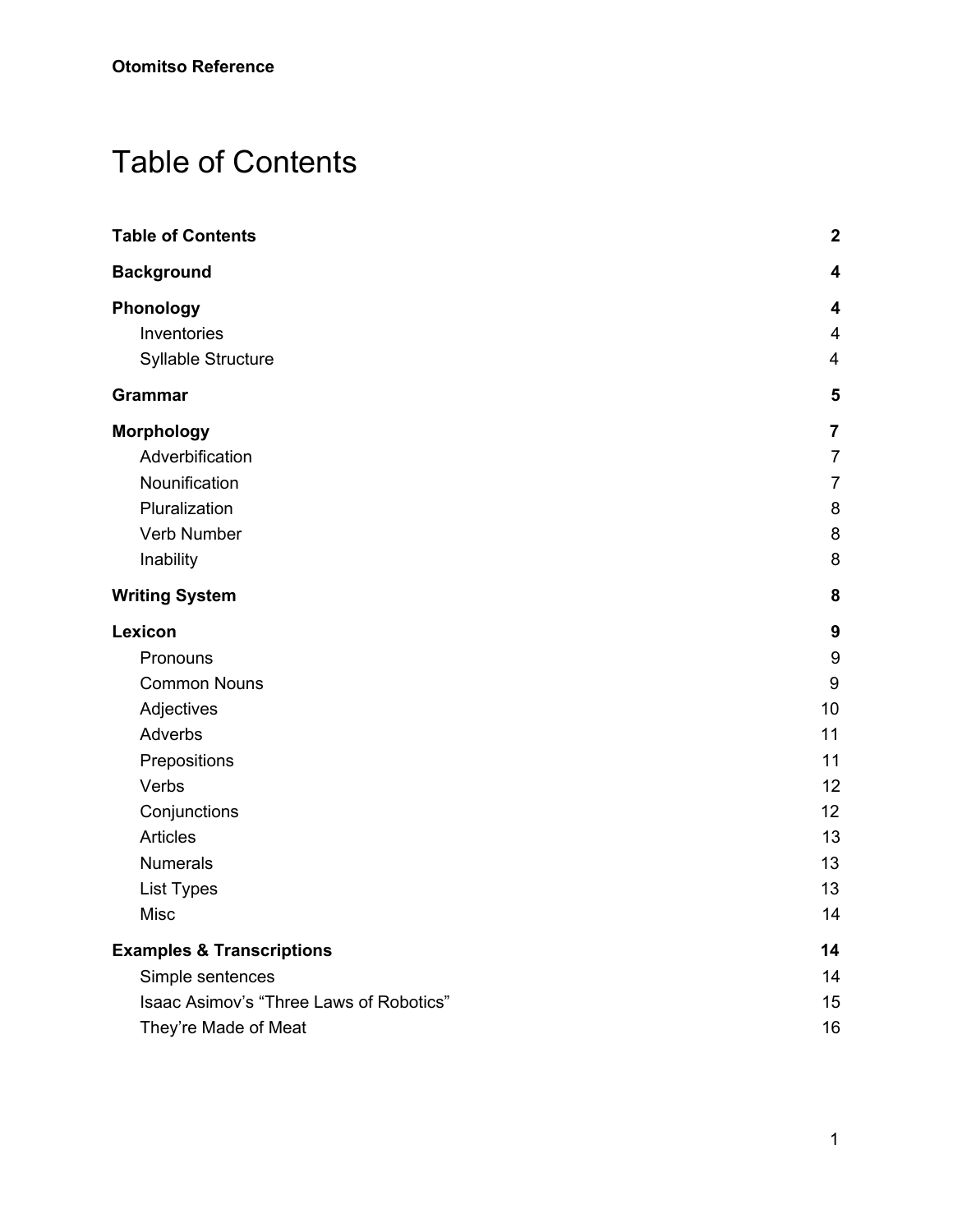# Table of Contents

| | |
|---|---|
| **Table of Contents** | **2** |
| **Background** | **4** |
| **Phonology** | **4** |
| Inventories | 4 |
| Syllable Structure | 4 |
| **Grammar** | **5** |
| **Morphology** | **7** |
| Adverbification | 7 |
| Nounification | 7 |
| Pluralization | 8 |
| Verb Number | 8 |
| Inability | 8 |
| **Writing System** | **8** |
| **Lexicon** | **9** |
| Pronouns | 9 |
| Common Nouns | 9 |
| Adjectives | 10 |
| Adverbs | 11 |
| Prepositions | 11 |
| Verbs | 12 |
| Conjunctions | 12 |
| Articles | 13 |
| Numerals | 13 |
| List Types | 13 |
| Misc | 14 |
| **Examples & Transcriptions** | **14** |
| Simple sentences | 14 |
| Isaac Asimov's "Three Laws of Robotics" | 15 |
| They're Made of Meat | 16 |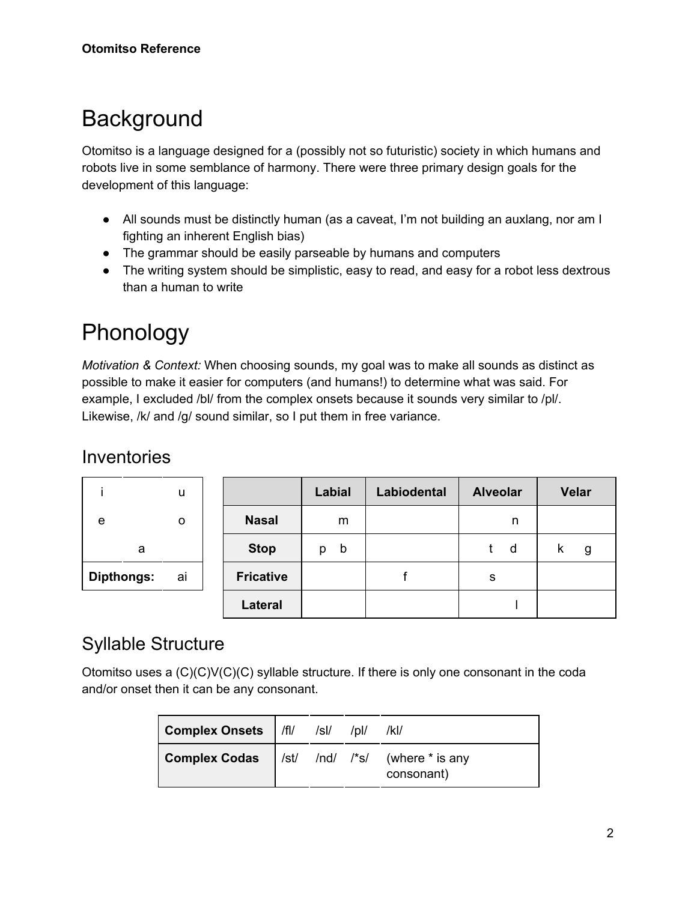# Background

Otomitso is a language designed for a (possibly not so futuristic) society in which humans and robots live in some semblance of harmony. There were three primary design goals for the development of this language:

- All sounds must be distinctly human (as a caveat, I'm not building an auxlang, nor am I fighting an inherent English bias)
- The grammar should be easily parseable by humans and computers
- The writing system should be simplistic, easy to read, and easy for a robot less dextrous than a human to write

# Phonology

*Motivation & Context:* When choosing sounds, my goal was to make all sounds as distinct as possible to make it easier for computers (and humans!) to determine what was said. For example, I excluded /bl/ from the complex onsets because it sounds very similar to /pl/. Likewise, /k/ and /g/ sound similar, so I put them in free variance.

## Inventories

| | | |
|---|---|---|
| i | | u |
| e | | o |
| | a | |
| **Dipthongs:** | | ai |

| | **Labial** | **Labiodental** | **Alveolar** | **Velar** |
|---|---|---|---|---|
| **Nasal** | m | | n | |
| **Stop** | p b | | t d | k g |
| **Fricative** | | f | s | |
| **Lateral** | | | l | |

## Syllable Structure

Otomitso uses a (C)(C)V(C)(C) syllable structure. If there is only one consonant in the coda and/or onset then it can be any consonant.

| **Complex Onsets** | /fl/ | /sl/ | /pl/ | /kl/ |
|---|---|---|---|---|
| **Complex Codas** | /st/ | /nd/ | /*s/ | (where * is any consonant) |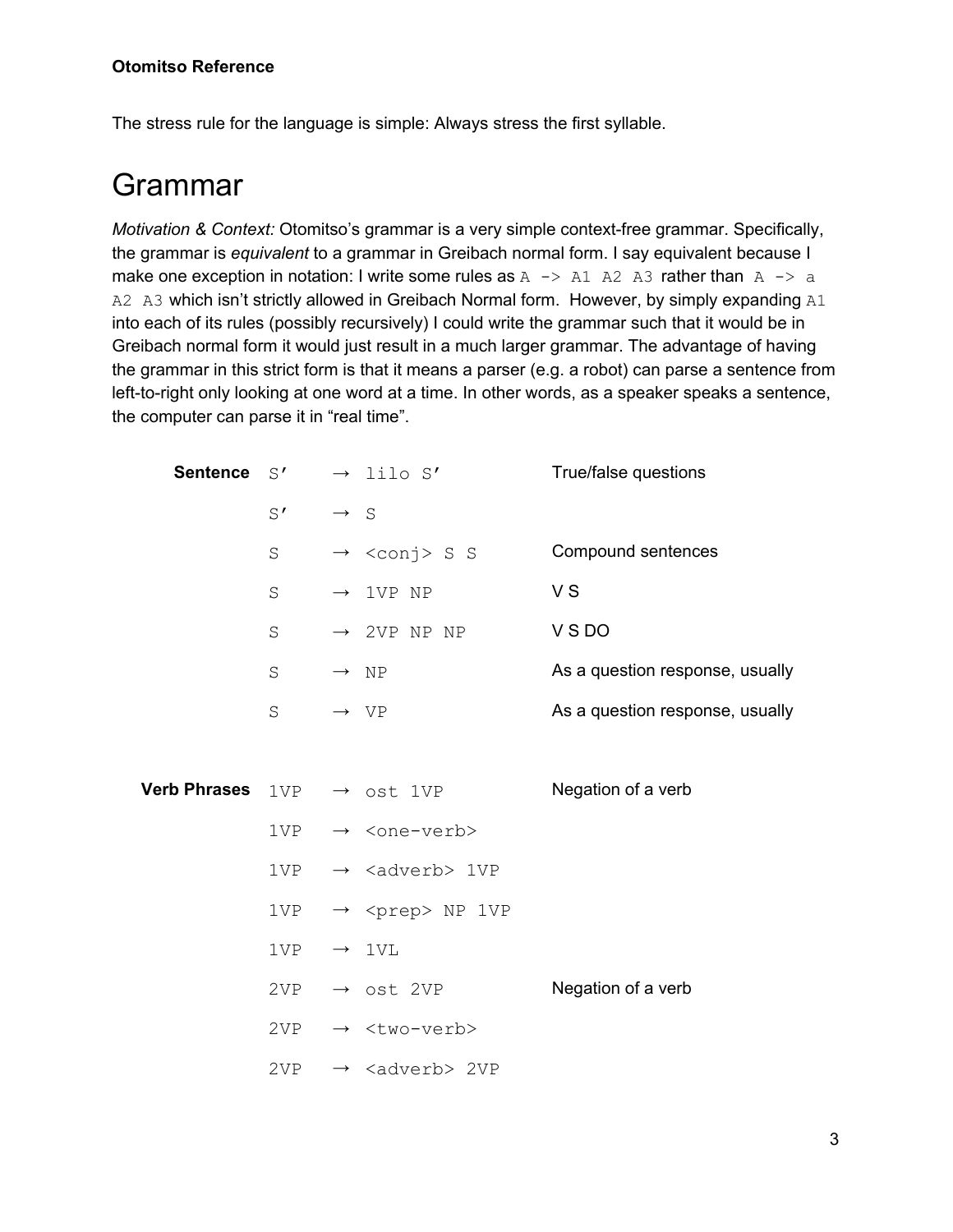**Otomitso Reference**

The stress rule for the language is simple: Always stress the first syllable.

# Grammar

*Motivation & Context:* Otomitso's grammar is a very simple context-free grammar. Specifically, the grammar is *equivalent* to a grammar in Greibach normal form. I say equivalent because I make one exception in notation: I write some rules as `A -> A1 A2 A3` rather than `A -> a A2 A3` which isn't strictly allowed in Greibach Normal form. However, by simply expanding `A1` into each of its rules (possibly recursively) I could write the grammar such that it would be in Greibach normal form it would just result in a much larger grammar. The advantage of having the grammar in this strict form is that it means a parser (e.g. a robot) can parse a sentence from left-to-right only looking at one word at a time. In other words, as a speaker speaks a sentence, the computer can parse it in "real time".

| | | | | |
|---|---|---|---|---|
| **Sentence** | `S′` | → | `lilo S′` | True/false questions |
| | `S′` | → | `S` | |
| | `S` | → | `<conj> S S` | Compound sentences |
| | `S` | → | `1VP NP` | V S |
| | `S` | → | `2VP NP NP` | V S DO |
| | `S` | → | `NP` | As a question response, usually |
| | `S` | → | `VP` | As a question response, usually |
| **Verb Phrases** | `1VP` | → | `ost 1VP` | Negation of a verb |
| | `1VP` | → | `<one-verb>` | |
| | `1VP` | → | `<adverb> 1VP` | |
| | `1VP` | → | `<prep> NP 1VP` | |
| | `1VP` | → | `1VL` | |
| | `2VP` | → | `ost 2VP` | Negation of a verb |
| | `2VP` | → | `<two-verb>` | |
| | `2VP` | → | `<adverb> 2VP` | |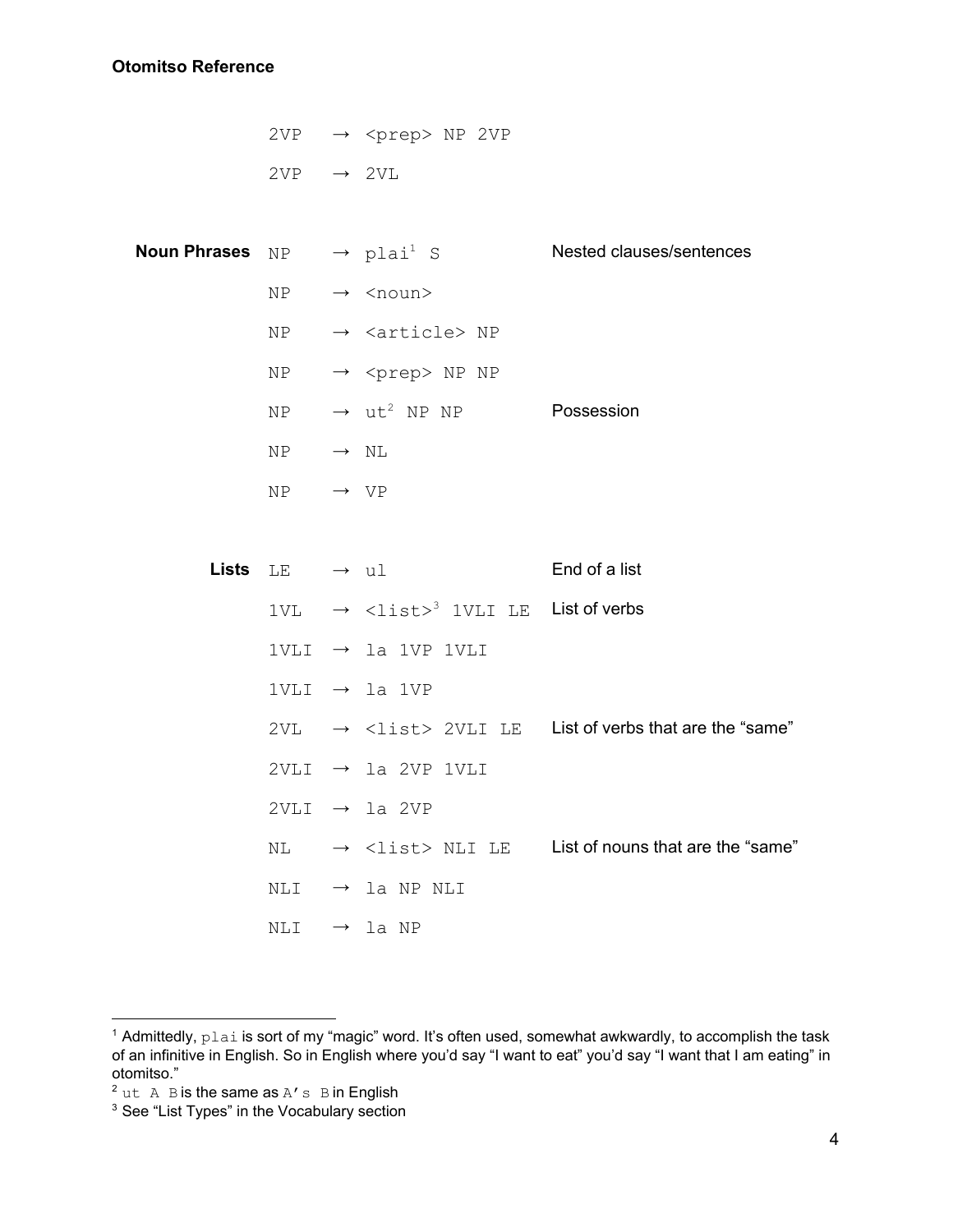| | | | | |
|---|---|---|---|---|
| | `2VP` | → | `<prep> NP 2VP` | |
| | `2VP` | → | `2VL` | |
| **Noun Phrases** | `NP` | → | `plai`[1] `S` | Nested clauses/sentences |
| | `NP` | → | `<noun>` | |
| | `NP` | → | `<article> NP` | |
| | `NP` | → | `<prep> NP NP` | |
| | `NP` | → | `ut`[2] `NP NP` | Possession |
| | `NP` | → | `NL` | |
| | `NP` | → | `VP` | |
| **Lists** | `LE` | → | `ul` | End of a list |
| | `1VL` | → | `<list>`[3] `1VLI LE` | List of verbs |
| | `1VLI` | → | `la 1VP 1VLI` | |
| | `1VLI` | → | `la 1VP` | |
| | `2VL` | → | `<list> 2VLI LE` | List of verbs that are the "same" |
| | `2VLI` | → | `la 2VP 1VLI` | |
| | `2VLI` | → | `la 2VP` | |
| | `NL` | → | `<list> NLI LE` | List of nouns that are the "same" |
| | `NLI` | → | `la NP NLI` | |
| | `NLI` | → | `la NP` | |

---

[1] Admittedly, `plai` is sort of my "magic" word. It's often used, somewhat awkwardly, to accomplish the task of an infinitive in English. So in English where you'd say "I want to eat" you'd say "I want that I am eating" in otomitso."

[2] `ut A B` is the same as `A's B` in English

[3] See "List Types" in the Vocabulary section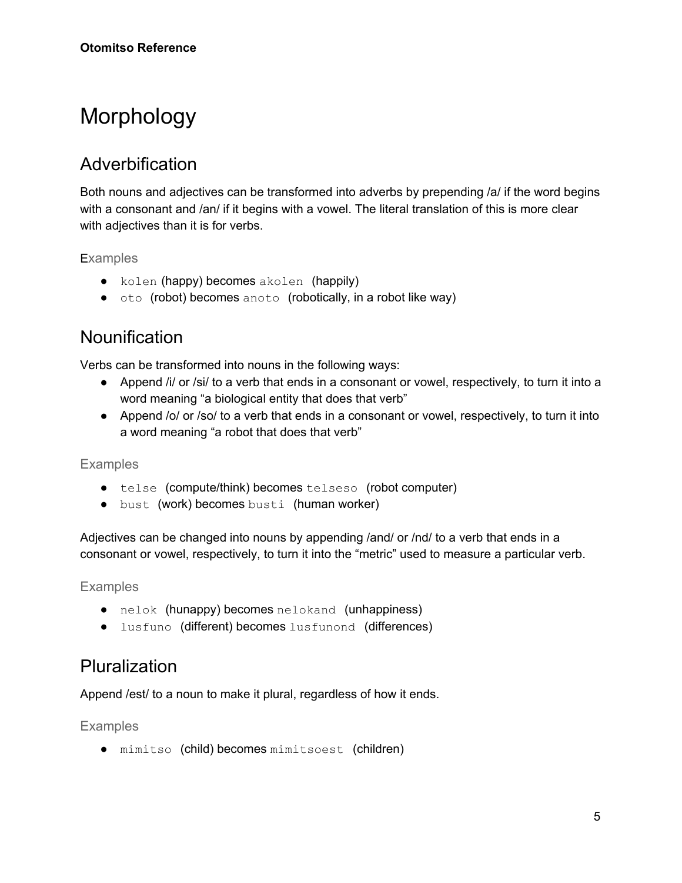# Morphology

## Adverbification

Both nouns and adjectives can be transformed into adverbs by prepending /a/ if the word begins with a consonant and /an/ if it begins with a vowel. The literal translation of this is more clear with adjectives than it is for verbs.

### Examples

- `kolen` (happy) becomes `akolen` (happily)
- `oto` (robot) becomes `anoto` (robotically, in a robot like way)

## Nounification

Verbs can be transformed into nouns in the following ways:

- Append /i/ or /si/ to a verb that ends in a consonant or vowel, respectively, to turn it into a word meaning "a biological entity that does that verb"
- Append /o/ or /so/ to a verb that ends in a consonant or vowel, respectively, to turn it into a word meaning "a robot that does that verb"

### Examples

- `telse` (compute/think) becomes `telseso` (robot computer)
- `bust` (work) becomes `busti` (human worker)

Adjectives can be changed into nouns by appending /and/ or /nd/ to a verb that ends in a consonant or vowel, respectively, to turn it into the "metric" used to measure a particular verb.

### Examples

- `nelok` (hunappy) becomes `nelokand` (unhappiness)
- `lusfuno` (different) becomes `lusfunond` (differences)

## Pluralization

Append /est/ to a noun to make it plural, regardless of how it ends.

### Examples

- `mimitso` (child) becomes `mimitsoest` (children)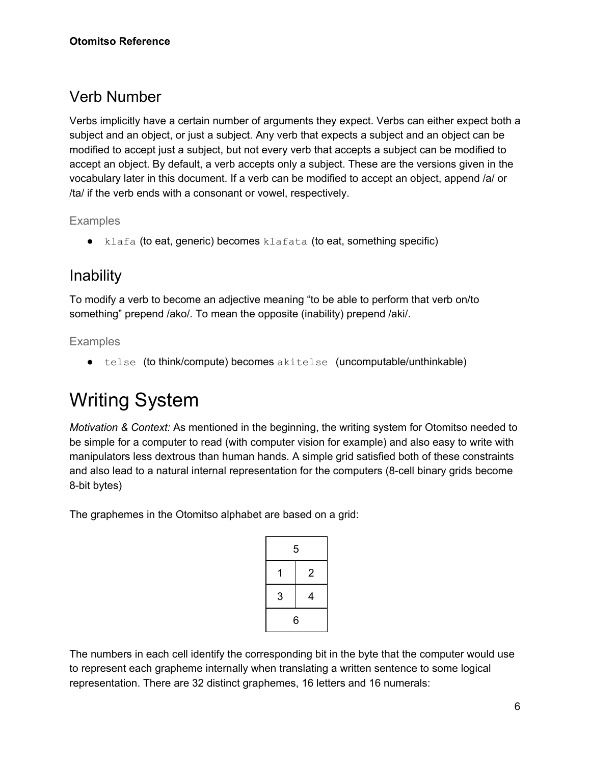## Verb Number

Verbs implicitly have a certain number of arguments they expect. Verbs can either expect both a subject and an object, or just a subject. Any verb that expects a subject and an object can be modified to accept just a subject, but not every verb that accepts a subject can be modified to accept an object. By default, a verb accepts only a subject. These are the versions given in the vocabulary later in this document. If a verb can be modified to accept an object, append /a/ or /ta/ if the verb ends with a consonant or vowel, respectively.

### Examples

- `klafa` (to eat, generic) becomes `klafata` (to eat, something specific)

## Inability

To modify a verb to become an adjective meaning "to be able to perform that verb on/to something" prepend /ako/. To mean the opposite (inability) prepend /aki/.

### Examples

- `telse` (to think/compute) becomes `akitelse` (uncomputable/unthinkable)

# Writing System

*Motivation & Context:* As mentioned in the beginning, the writing system for Otomitso needed to be simple for a computer to read (with computer vision for example) and also easy to write with manipulators less dextrous than human hands. A simple grid satisfied both of these constraints and also lead to a natural internal representation for the computers (8-cell binary grids become 8-bit bytes)

The graphemes in the Otomitso alphabet are based on a grid:

| 5 | |
|---|---|
| 1 | 2 |
| 3 | 4 |
| 6 | |

The numbers in each cell identify the corresponding bit in the byte that the computer would use to represent each grapheme internally when translating a written sentence to some logical representation. There are 32 distinct graphemes, 16 letters and 16 numerals: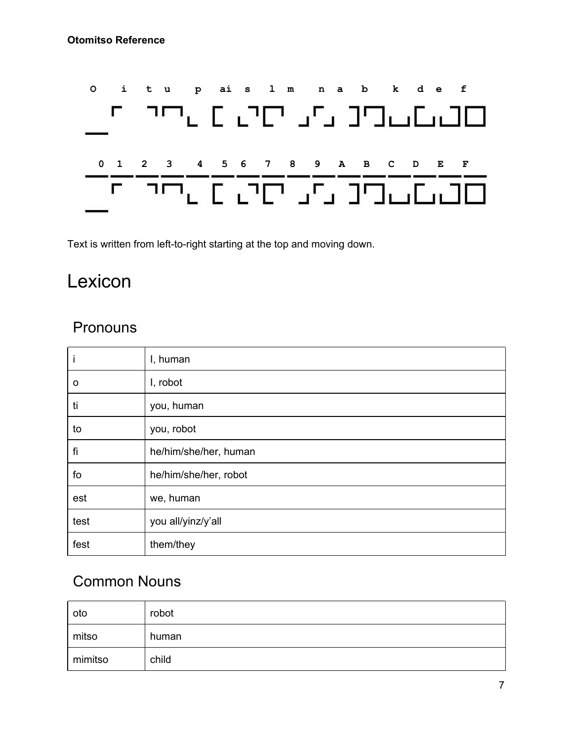**Otomitso Reference**

o i t u p ai s l m n a b k d e f

0 1 2 3 4 5 6 7 8 9 A B C D E F

Text is written from left-to-right starting at the top and moving down.

# Lexicon

## Pronouns

| | |
|---|---|
| i | I, human |
| o | I, robot |
| ti | you, human |
| to | you, robot |
| fi | he/him/she/her, human |
| fo | he/him/she/her, robot |
| est | we, human |
| test | you all/yinz/y'all |
| fest | them/they |

## Common Nouns

| | |
|---|---|
| oto | robot |
| mitso | human |
| mimitso | child |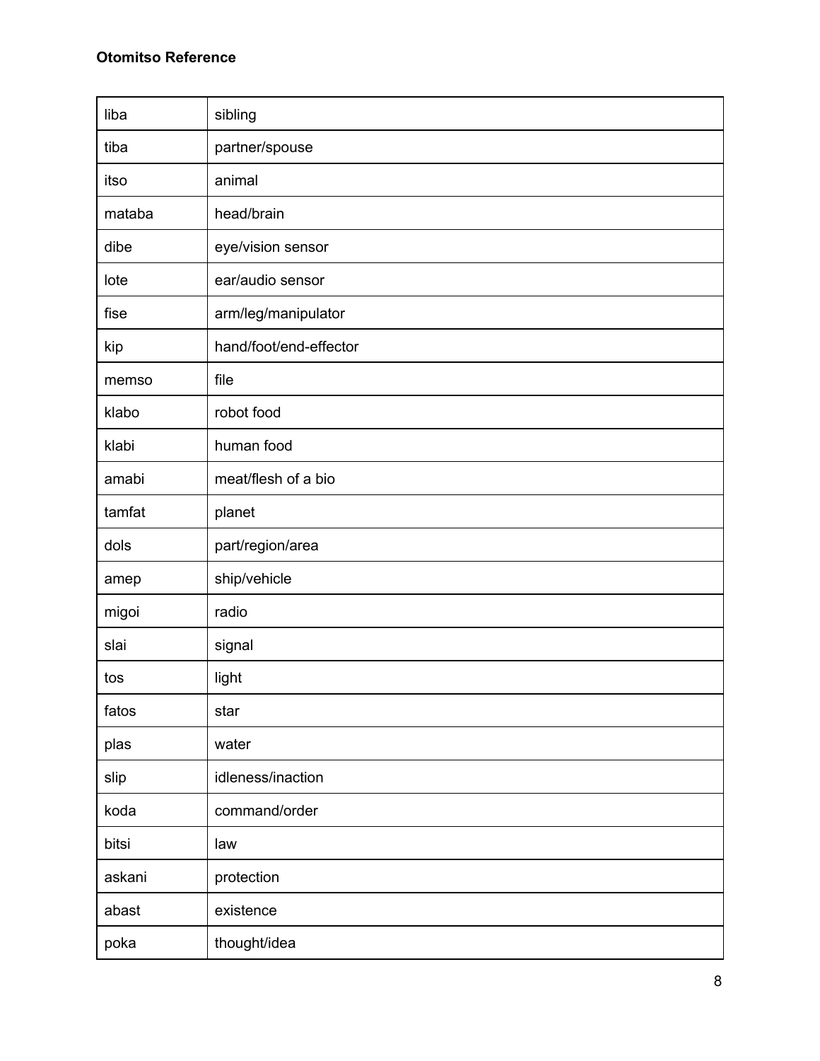**Otomitso Reference**

| | |
|---|---|
| liba | sibling |
| tiba | partner/spouse |
| itso | animal |
| mataba | head/brain |
| dibe | eye/vision sensor |
| lote | ear/audio sensor |
| fise | arm/leg/manipulator |
| kip | hand/foot/end-effector |
| memso | file |
| klabo | robot food |
| klabi | human food |
| amabi | meat/flesh of a bio |
| tamfat | planet |
| dols | part/region/area |
| amep | ship/vehicle |
| migoi | radio |
| slai | signal |
| tos | light |
| fatos | star |
| plas | water |
| slip | idleness/inaction |
| koda | command/order |
| bitsi | law |
| askani | protection |
| abast | existence |
| poka | thought/idea |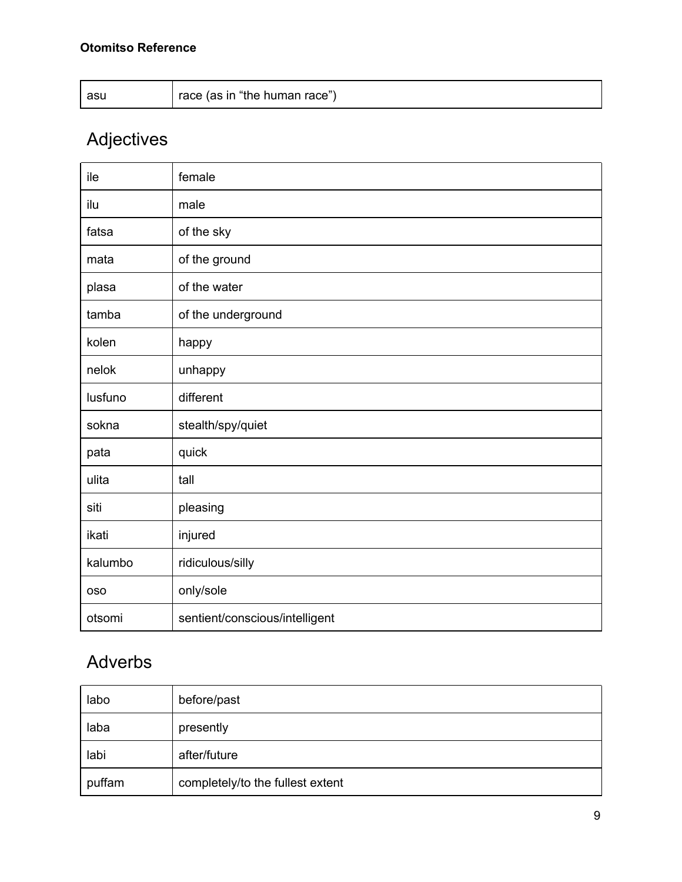| asu | race (as in “the human race”) |
|---|---|

## Adjectives

| ile | female |
|---|---|
| ilu | male |
| fatsa | of the sky |
| mata | of the ground |
| plasa | of the water |
| tamba | of the underground |
| kolen | happy |
| nelok | unhappy |
| lusfuno | different |
| sokna | stealth/spy/quiet |
| pata | quick |
| ulita | tall |
| siti | pleasing |
| ikati | injured |
| kalumbo | ridiculous/silly |
| oso | only/sole |
| otsomi | sentient/conscious/intelligent |

## Adverbs

| labo | before/past |
|---|---|
| laba | presently |
| labi | after/future |
| puffam | completely/to the fullest extent |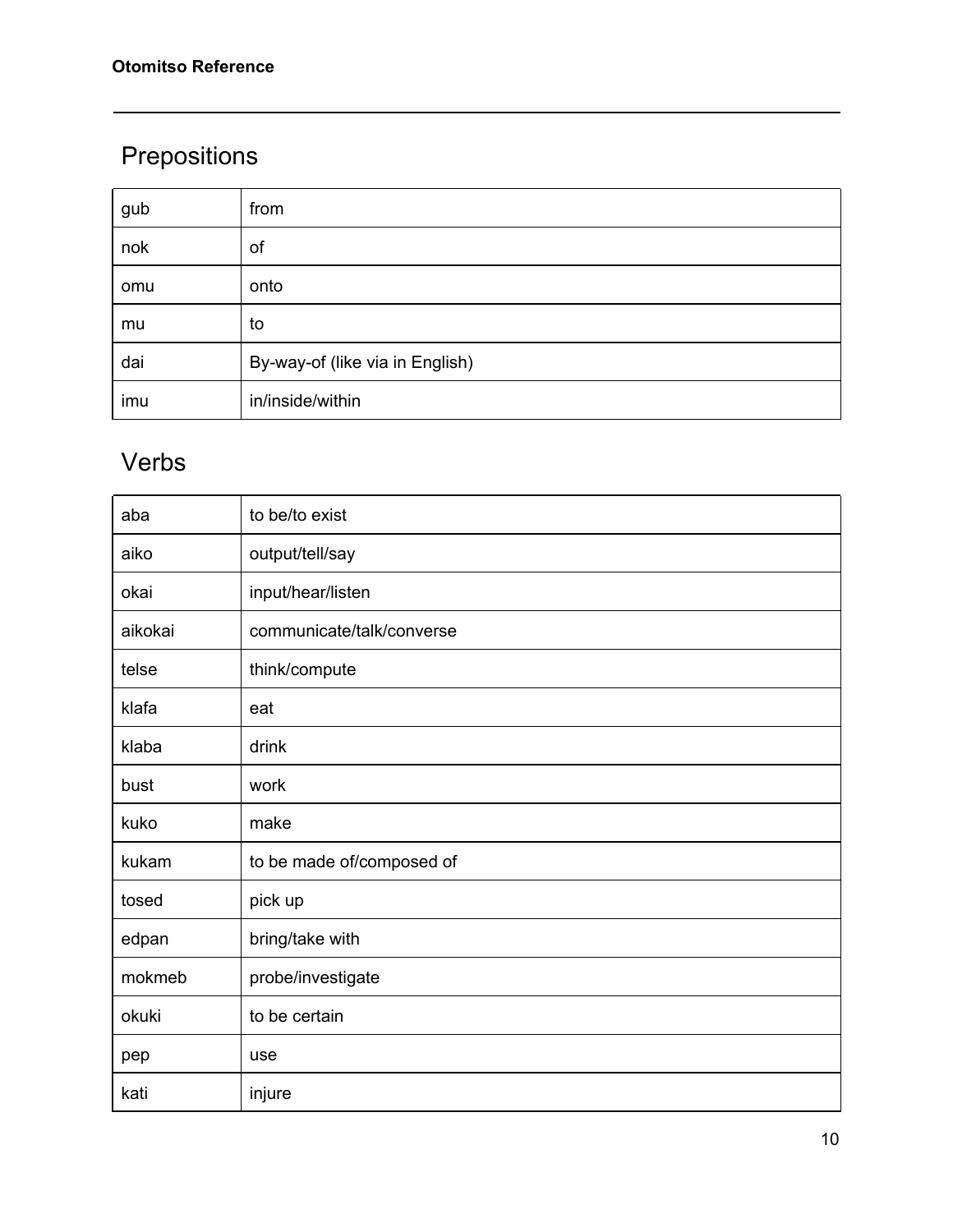## Prepositions

| | |
|---|---|
| gub | from |
| nok | of |
| omu | onto |
| mu | to |
| dai | By-way-of (like via in English) |
| imu | in/inside/within |

## Verbs

| | |
|---|---|
| aba | to be/to exist |
| aiko | output/tell/say |
| okai | input/hear/listen |
| aikokai | communicate/talk/converse |
| telse | think/compute |
| klafa | eat |
| klaba | drink |
| bust | work |
| kuko | make |
| kukam | to be made of/composed of |
| tosed | pick up |
| edpan | bring/take with |
| mokmeb | probe/investigate |
| okuki | to be certain |
| pep | use |
| kati | injure |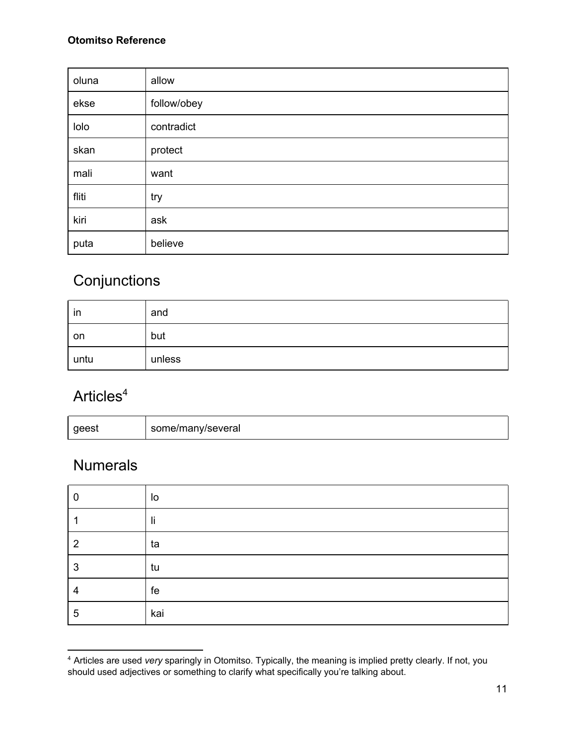| | |
|---|---|
| oluna | allow |
| ekse | follow/obey |
| lolo | contradict |
| skan | protect |
| mali | want |
| fliti | try |
| kiri | ask |
| puta | believe |

## Conjunctions

| | |
|---|---|
| in | and |
| on | but |
| untu | unless |

## Articles[4]

| | |
|---|---|
| geest | some/many/several |

## Numerals

| | |
|---|---|
| 0 | lo |
| 1 | li |
| 2 | ta |
| 3 | tu |
| 4 | fe |
| 5 | kai |

[4] Articles are used *very* sparingly in Otomitso. Typically, the meaning is implied pretty clearly. If not, you should used adjectives or something to clarify what specifically you're talking about.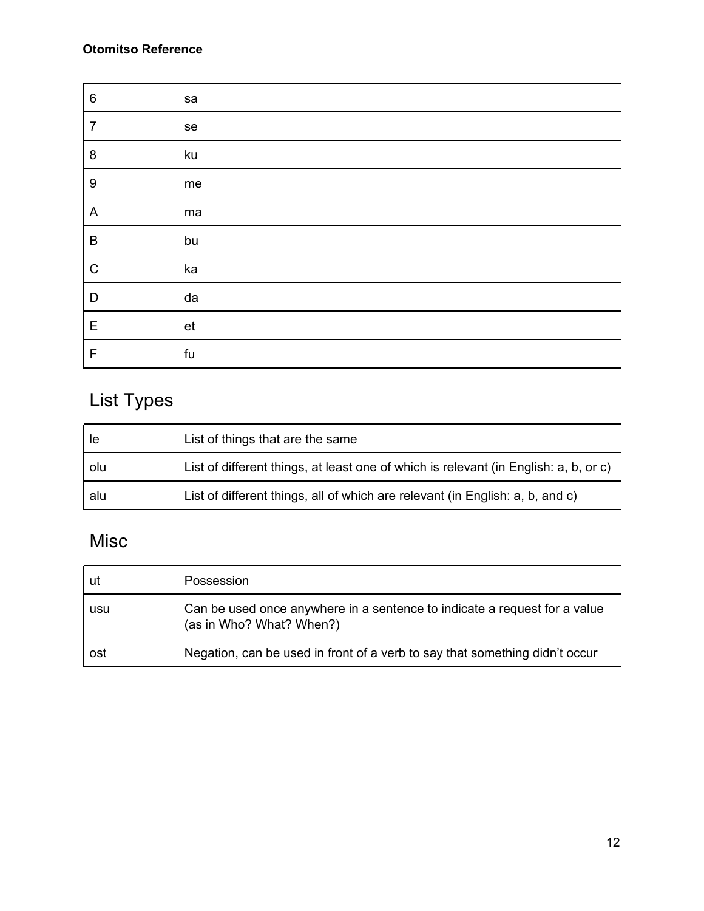| | |
|---|---|
| 6 | sa |
| 7 | se |
| 8 | ku |
| 9 | me |
| A | ma |
| B | bu |
| C | ka |
| D | da |
| E | et |
| F | fu |

## List Types

| | |
|---|---|
| le | List of things that are the same |
| olu | List of different things, at least one of which is relevant (in English: a, b, or c) |
| alu | List of different things, all of which are relevant (in English: a, b, and c) |

## Misc

| | |
|---|---|
| ut | Possession |
| usu | Can be used once anywhere in a sentence to indicate a request for a value (as in Who? What? When?) |
| ost | Negation, can be used in front of a verb to say that something didn't occur |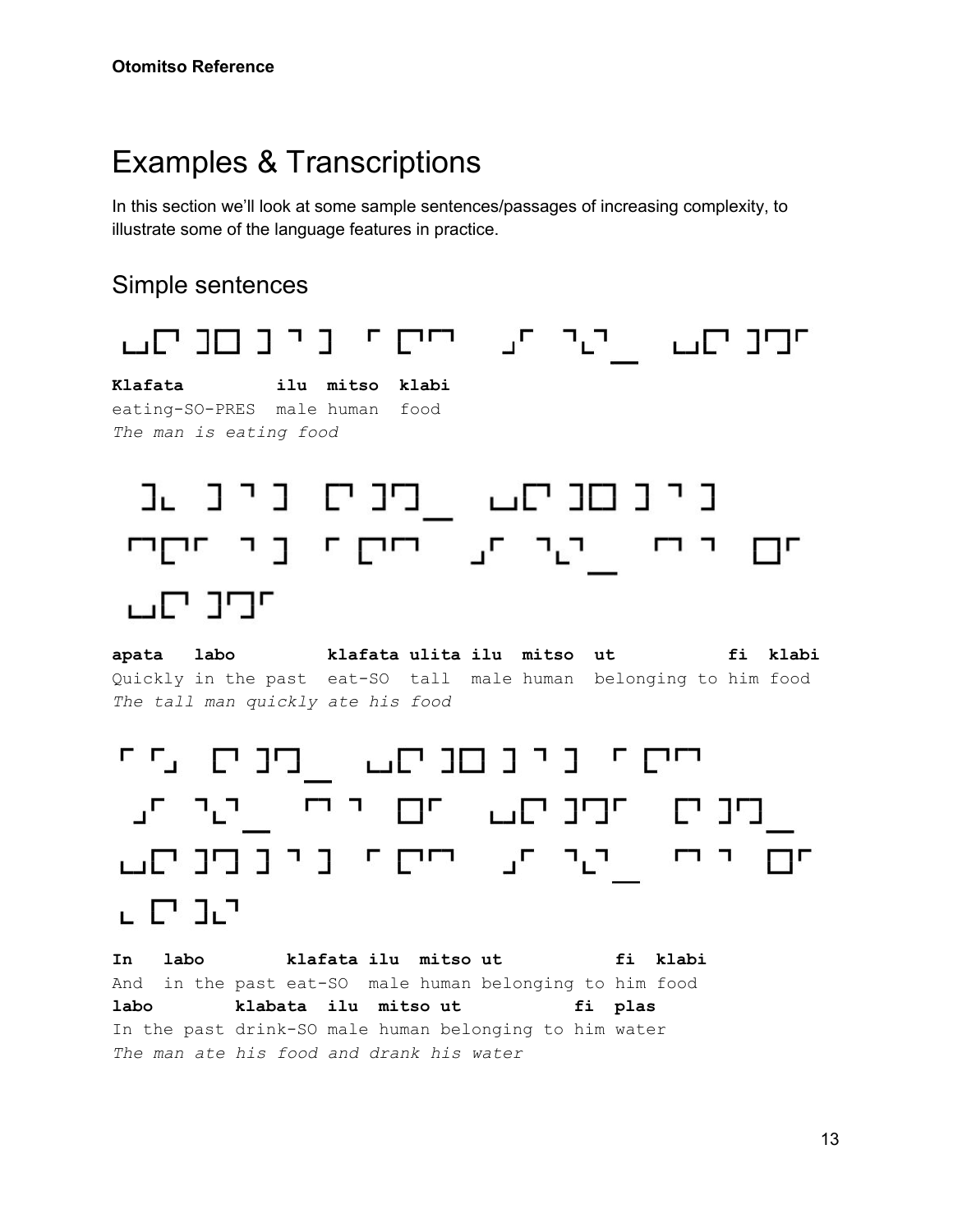# Examples & Transcriptions

In this section we'll look at some sample sentences/passages of increasing complexity, to illustrate some of the language features in practice.

## Simple sentences

```
Klafata          ilu  mitso  klabi
eating-SO-PRES   male human  food
The man is eating food
```

```
apata   labo          klafata ulita ilu  mitso  ut              fi  klabi
Quickly in the past   eat-SO  tall  male human  belonging to him food
The tall man quickly ate his food
```

```
In   labo         klafata ilu  mitso ut            fi  klabi
And  in the past eat-SO  male human belonging to him food
labo         klabata  ilu  mitso ut            fi  plas
In the past drink-SO male human belonging to him water
The man ate his food and drank his water
```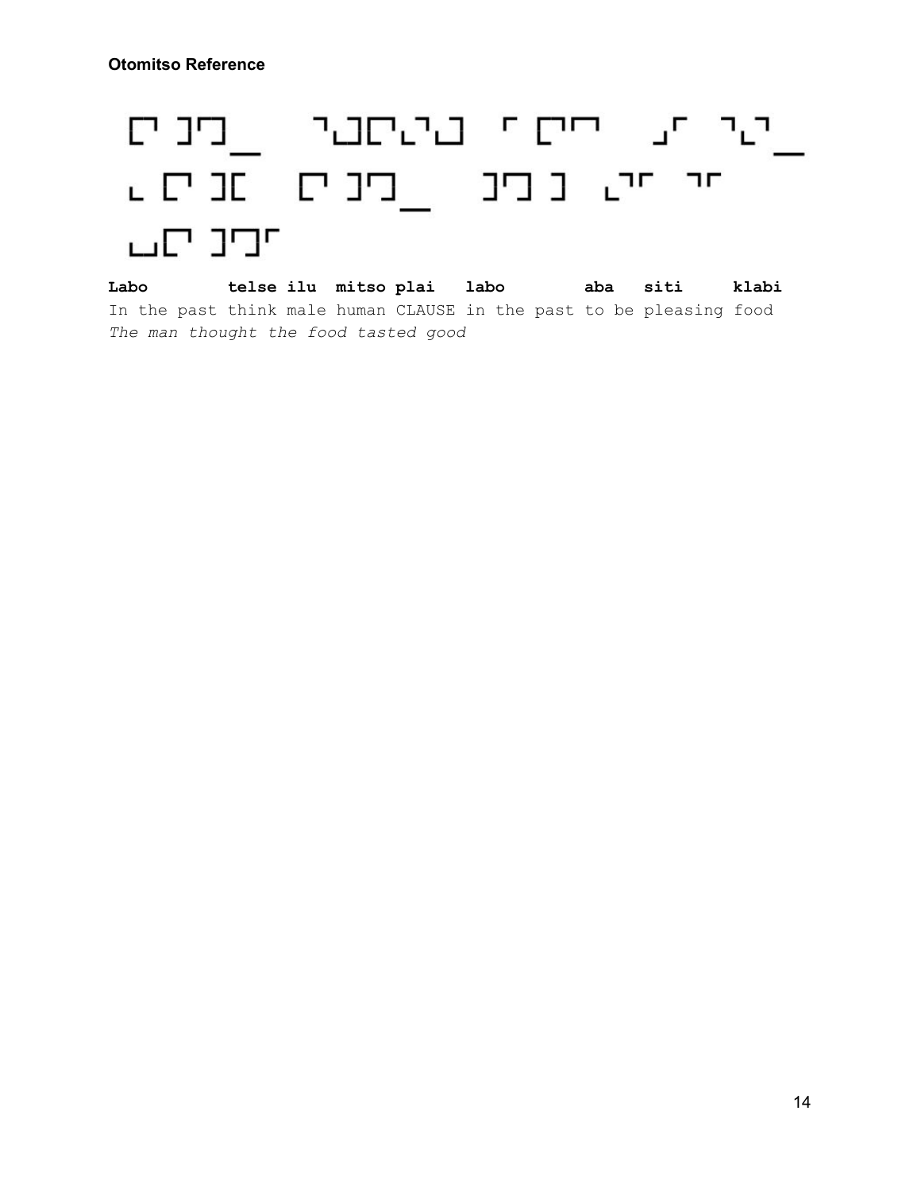**Otomitso Reference**

```
Labo      telse ilu  mitso plai  labo      aba  siti    klabi
In the past think male human CLAUSE in the past to be pleasing food
```

*The man thought the food tasted good*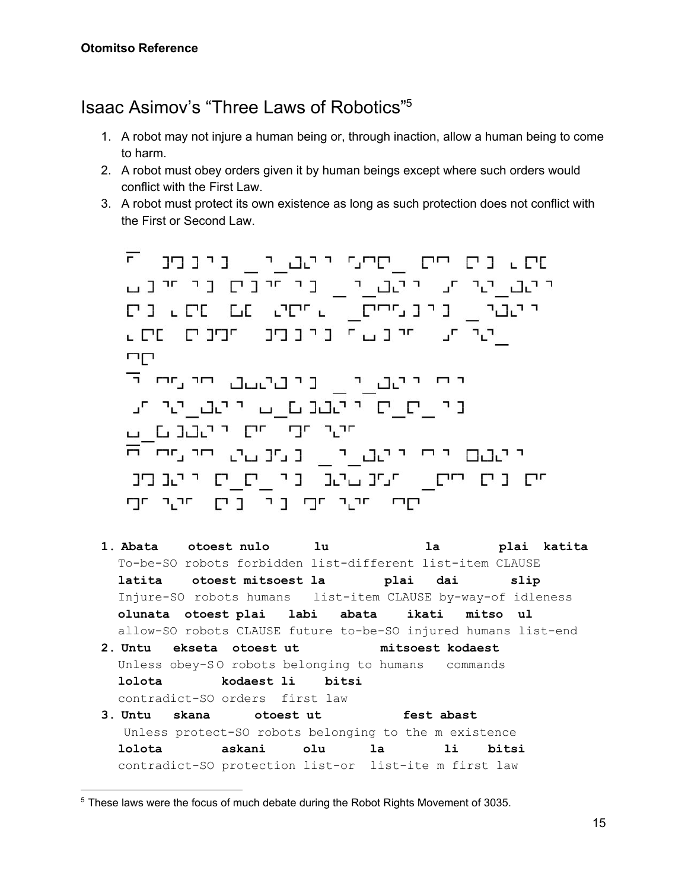# Isaac Asimov's "Three Laws of Robotics"[5]

1. A robot may not injure a human being or, through inaction, allow a human being to come to harm.
2. A robot must obey orders given it by human beings except where such orders would conflict with the First Law.
3. A robot must protect its own existence as long as such protection does not conflict with the First or Second Law.

1. **Abata otoest nulo lu la plai katita**
   To-be-SO robots forbidden list-different list-item CLAUSE
   **latita otoest mitsoest la plai dai slip**
   Injure-SO robots humans list-item CLAUSE by-way-of idleness
   **olunata otoest plai labi abata ikati mitso ul**
   allow-SO robots CLAUSE future to-be-SO injured humans list-end
2. **Untu ekseta otoest ut mitsoest kodaest**
   Unless obey-S O robots belonging to humans commands
   **lolota kodaest li bitsi**
   contradict-SO orders first law
3. **Untu skana otoest ut fest abast**
   Unless protect-SO robots belonging to the m existence
   **lolota askani olu la li bitsi**
   contradict-SO protection list-or list-ite m first law

[5] These laws were the focus of much debate during the Robot Rights Movement of 3035.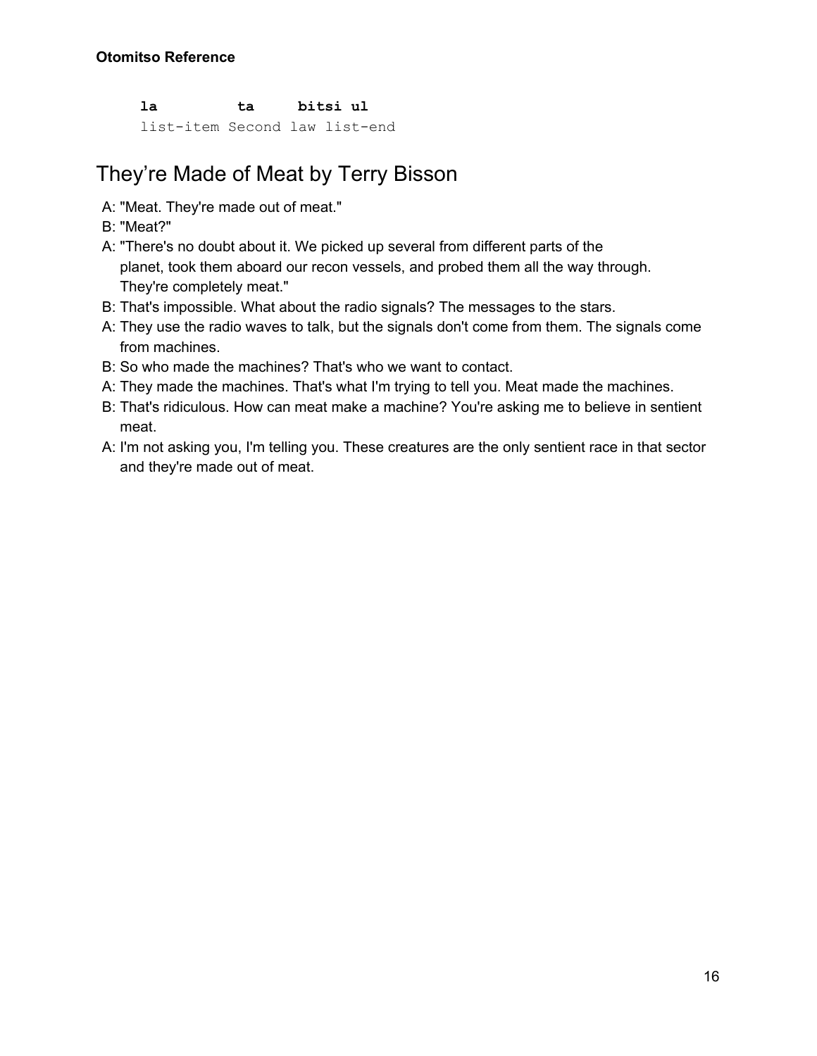```
la        ta     bitsi ul
list-item Second law list-end
```

## They’re Made of Meat by Terry Bisson

A: "Meat. They're made out of meat."
B: "Meat?"
A: "There's no doubt about it. We picked up several from different parts of the planet, took them aboard our recon vessels, and probed them all the way through. They're completely meat."
B: That's impossible. What about the radio signals? The messages to the stars.
A: They use the radio waves to talk, but the signals don't come from them. The signals come from machines.
B: So who made the machines? That's who we want to contact.
A: They made the machines. That's what I'm trying to tell you. Meat made the machines.
B: That's ridiculous. How can meat make a machine? You're asking me to believe in sentient meat.
A: I'm not asking you, I'm telling you. These creatures are the only sentient race in that sector and they're made out of meat.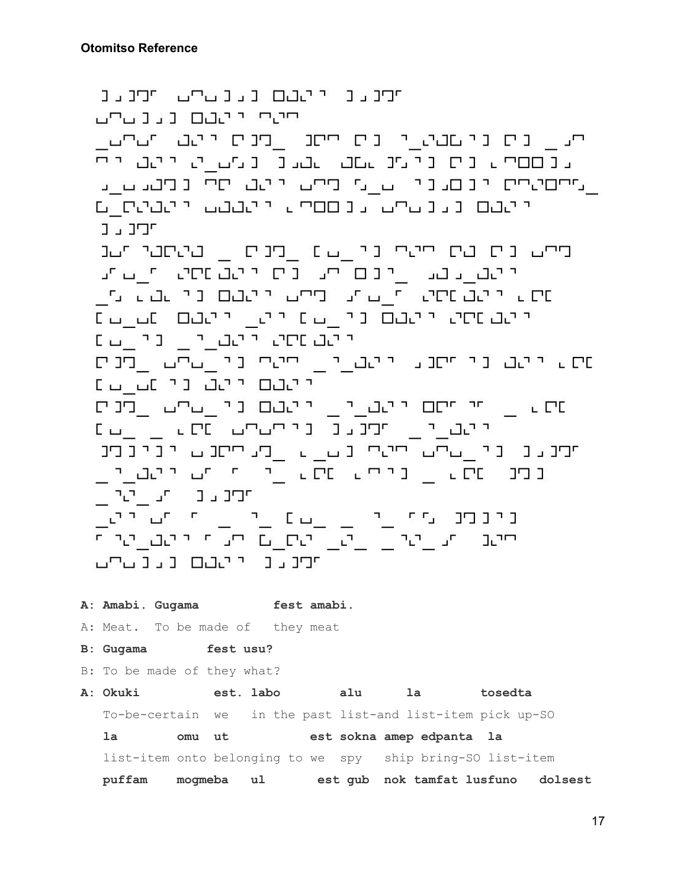**A: Amabi. Gugama fest amabi.**

A: Meat. To be made of they meat

**B: Gugama fest usu?**

B: To be made of they what?

**A: Okuki est. labo alu la tosedta**

To-be-certain we in the past list-and list-item pick up-SO

**la omu ut est sokna amep edpanta la**

list-item onto belonging to we spy ship bring-SO list-item

**puffam mogmeba ul est gub nok tamfat lusfuno dolsest**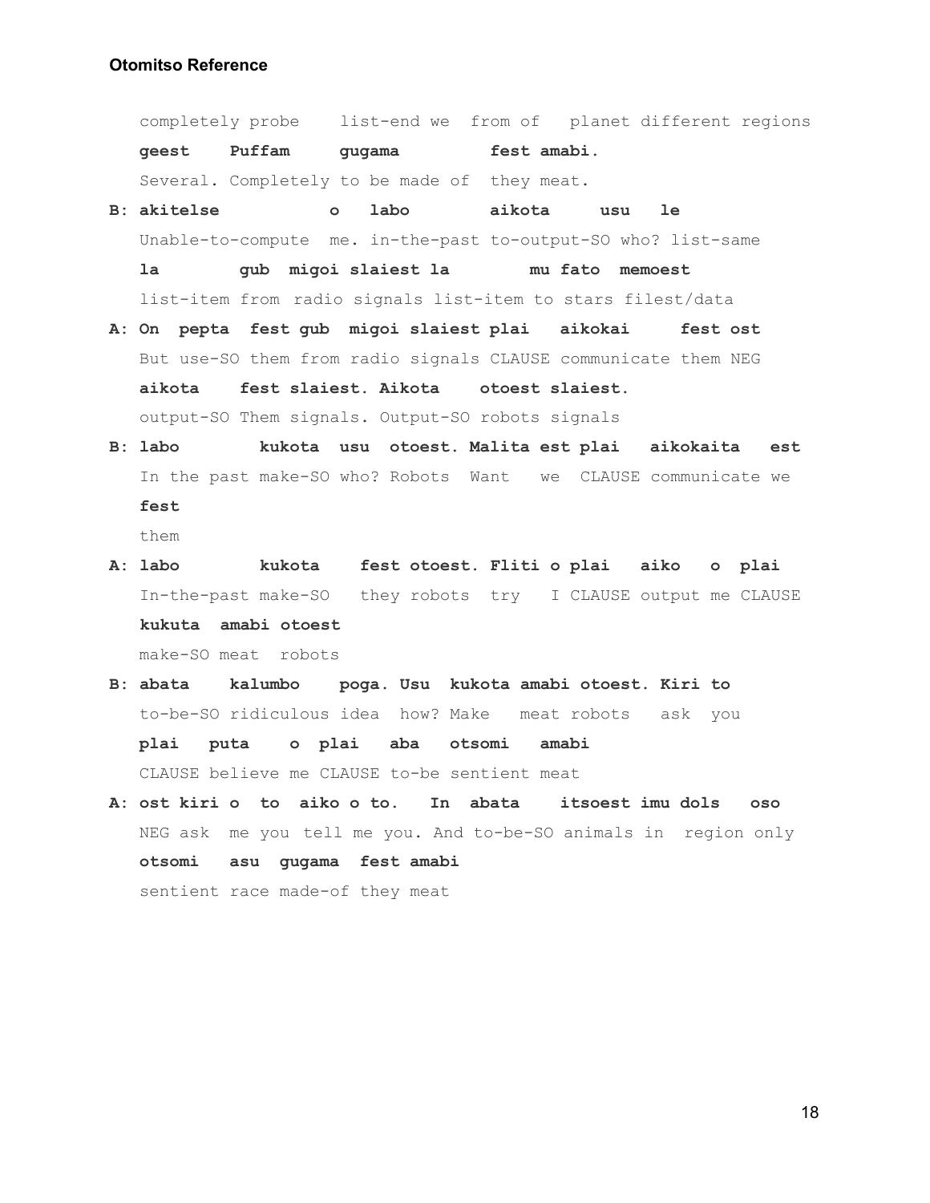completely probe list-end we from of planet different regions

**geest Puffam gugama fest amabi.**

Several. Completely to be made of they meat.

**B: akitelse o labo aikota usu le**

Unable-to-compute me. in-the-past to-output-SO who? list-same

**la gub migoi slaiest la mu fato memoest**

list-item from radio signals list-item to stars filest/data

**A: On pepta fest gub migoi slaiest plai aikokai fest ost**

But use-SO them from radio signals CLAUSE communicate them NEG

**aikota fest slaiest. Aikota otoest slaiest.**

output-SO Them signals. Output-SO robots signals

**B: labo kukota usu otoest. Malita est plai aikokaita est**

In the past make-SO who? Robots Want we CLAUSE communicate we

**fest**

them

**A: labo kukota fest otoest. Fliti o plai aiko o plai**

In-the-past make-SO they robots try I CLAUSE output me CLAUSE

**kukuta amabi otoest**

make-SO meat robots

**B: abata kalumbo poga. Usu kukota amabi otoest. Kiri to**

to-be-SO ridiculous idea how? Make meat robots ask you

**plai puta o plai aba otsomi amabi**

CLAUSE believe me CLAUSE to-be sentient meat

**A: ost kiri o to aiko o to. In abata itsoest imu dols oso**

NEG ask me you tell me you. And to-be-SO animals in region only

**otsomi asu gugama fest amabi**

sentient race made-of they meat